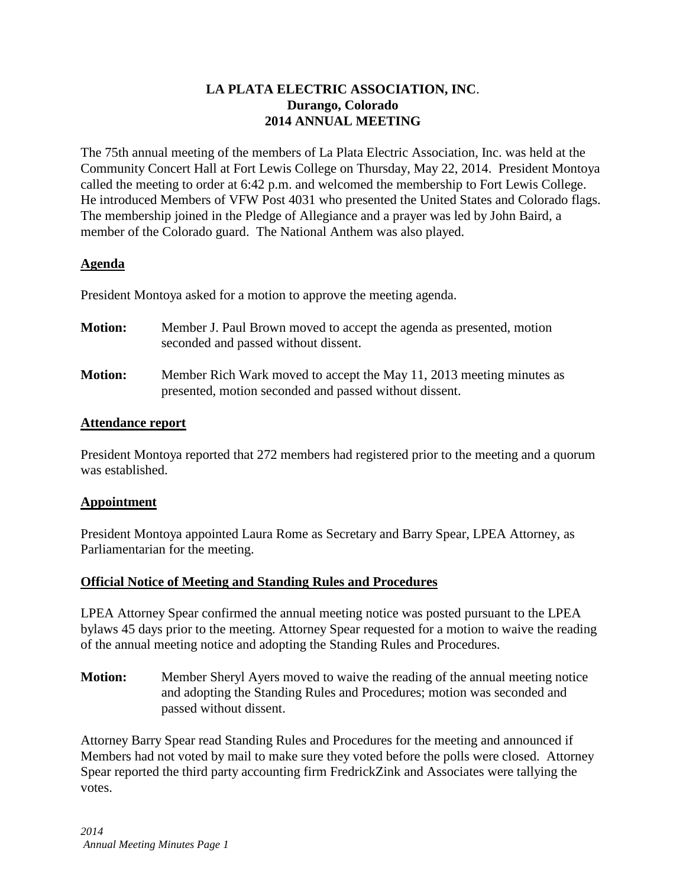# LA PLATA ELECTRIC ASSOCIATION, INC.
## Durango, Colorado
## 2014 ANNUAL MEETING

The 75th annual meeting of the members of La Plata Electric Association, Inc. was held at the Community Concert Hall at Fort Lewis College on Thursday, May 22, 2014. President Montoya called the meeting to order at 6:42 p.m. and welcomed the membership to Fort Lewis College. He introduced Members of VFW Post 4031 who presented the United States and Colorado flags. The membership joined in the Pledge of Allegiance and a prayer was led by John Baird, a member of the Colorado guard. The National Anthem was also played.

### Agenda

President Montoya asked for a motion to approve the meeting agenda.

**Motion:** Member J. Paul Brown moved to accept the agenda as presented, motion seconded and passed without dissent.

**Motion:** Member Rich Wark moved to accept the May 11, 2013 meeting minutes as presented, motion seconded and passed without dissent.

### Attendance report

President Montoya reported that 272 members had registered prior to the meeting and a quorum was established.

### Appointment

President Montoya appointed Laura Rome as Secretary and Barry Spear, LPEA Attorney, as Parliamentarian for the meeting.

### Official Notice of Meeting and Standing Rules and Procedures

LPEA Attorney Spear confirmed the annual meeting notice was posted pursuant to the LPEA bylaws 45 days prior to the meeting. Attorney Spear requested for a motion to waive the reading of the annual meeting notice and adopting the Standing Rules and Procedures.

**Motion:** Member Sheryl Ayers moved to waive the reading of the annual meeting notice and adopting the Standing Rules and Procedures; motion was seconded and passed without dissent.

Attorney Barry Spear read Standing Rules and Procedures for the meeting and announced if Members had not voted by mail to make sure they voted before the polls were closed. Attorney Spear reported the third party accounting firm FredrickZink and Associates were tallying the votes.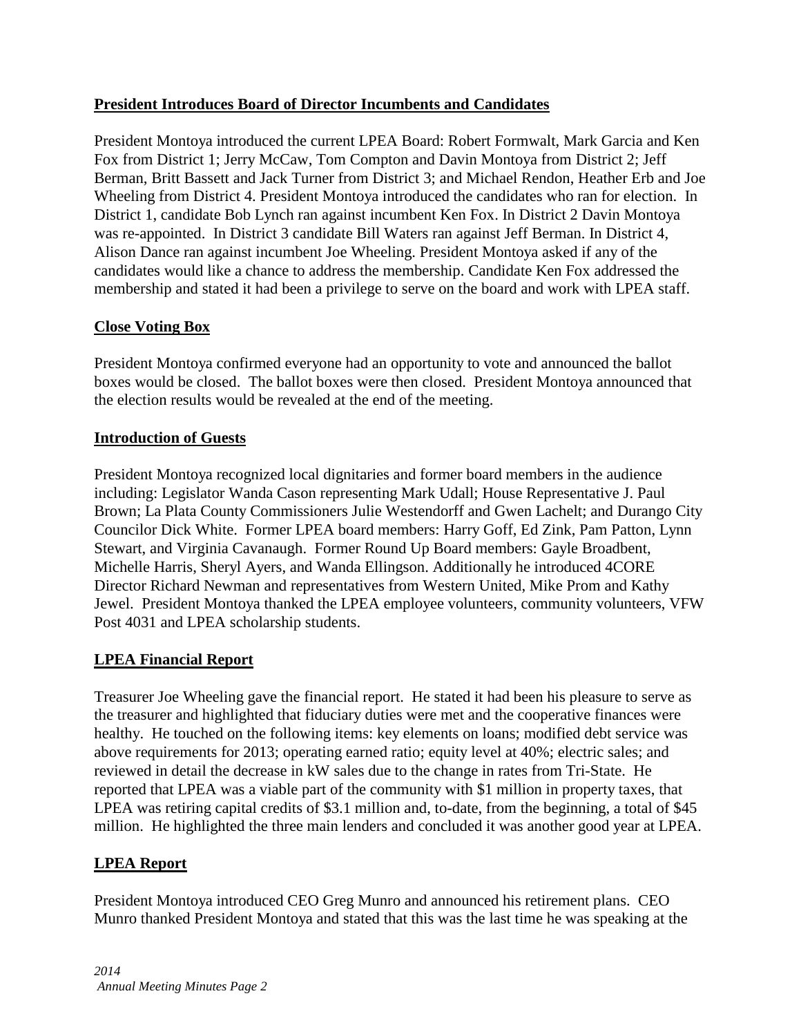**President Introduces Board of Director Incumbents and Candidates**

President Montoya introduced the current LPEA Board: Robert Formwalt, Mark Garcia and Ken Fox from District 1; Jerry McCaw, Tom Compton and Davin Montoya from District 2; Jeff Berman, Britt Bassett and Jack Turner from District 3; and Michael Rendon, Heather Erb and Joe Wheeling from District 4. President Montoya introduced the candidates who ran for election. In District 1, candidate Bob Lynch ran against incumbent Ken Fox. In District 2 Davin Montoya was re-appointed. In District 3 candidate Bill Waters ran against Jeff Berman. In District 4, Alison Dance ran against incumbent Joe Wheeling. President Montoya asked if any of the candidates would like a chance to address the membership. Candidate Ken Fox addressed the membership and stated it had been a privilege to serve on the board and work with LPEA staff.

**Close Voting Box**

President Montoya confirmed everyone had an opportunity to vote and announced the ballot boxes would be closed. The ballot boxes were then closed. President Montoya announced that the election results would be revealed at the end of the meeting.

**Introduction of Guests**

President Montoya recognized local dignitaries and former board members in the audience including: Legislator Wanda Cason representing Mark Udall; House Representative J. Paul Brown; La Plata County Commissioners Julie Westendorff and Gwen Lachelt; and Durango City Councilor Dick White. Former LPEA board members: Harry Goff, Ed Zink, Pam Patton, Lynn Stewart, and Virginia Cavanaugh. Former Round Up Board members: Gayle Broadbent, Michelle Harris, Sheryl Ayers, and Wanda Ellingson. Additionally he introduced 4CORE Director Richard Newman and representatives from Western United, Mike Prom and Kathy Jewel. President Montoya thanked the LPEA employee volunteers, community volunteers, VFW Post 4031 and LPEA scholarship students.

**LPEA Financial Report**

Treasurer Joe Wheeling gave the financial report. He stated it had been his pleasure to serve as the treasurer and highlighted that fiduciary duties were met and the cooperative finances were healthy. He touched on the following items: key elements on loans; modified debt service was above requirements for 2013; operating earned ratio; equity level at 40%; electric sales; and reviewed in detail the decrease in kW sales due to the change in rates from Tri-State. He reported that LPEA was a viable part of the community with $1 million in property taxes, that LPEA was retiring capital credits of $3.1 million and, to-date, from the beginning, a total of $45 million. He highlighted the three main lenders and concluded it was another good year at LPEA.

**LPEA Report**

President Montoya introduced CEO Greg Munro and announced his retirement plans. CEO Munro thanked President Montoya and stated that this was the last time he was speaking at the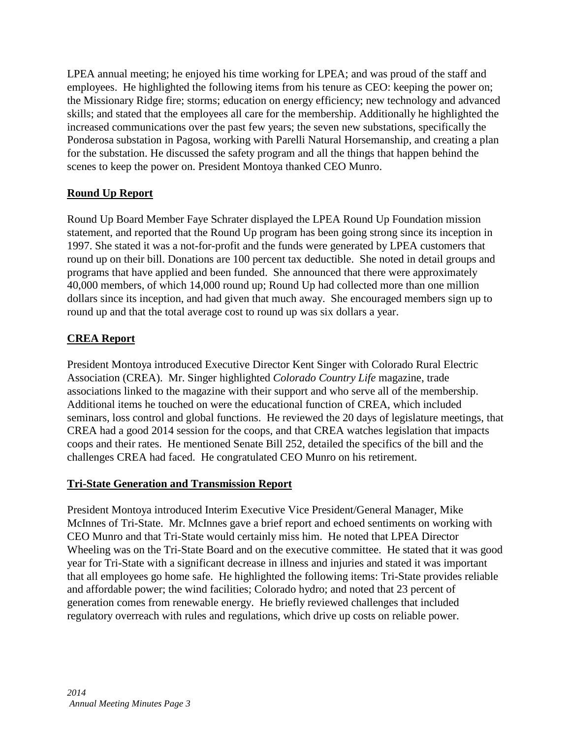LPEA annual meeting; he enjoyed his time working for LPEA; and was proud of the staff and employees. He highlighted the following items from his tenure as CEO: keeping the power on; the Missionary Ridge fire; storms; education on energy efficiency; new technology and advanced skills; and stated that the employees all care for the membership. Additionally he highlighted the increased communications over the past few years; the seven new substations, specifically the Ponderosa substation in Pagosa, working with Parelli Natural Horsemanship, and creating a plan for the substation. He discussed the safety program and all the things that happen behind the scenes to keep the power on. President Montoya thanked CEO Munro.

## Round Up Report

Round Up Board Member Faye Schrater displayed the LPEA Round Up Foundation mission statement, and reported that the Round Up program has been going strong since its inception in 1997. She stated it was a not-for-profit and the funds were generated by LPEA customers that round up on their bill. Donations are 100 percent tax deductible. She noted in detail groups and programs that have applied and been funded. She announced that there were approximately 40,000 members, of which 14,000 round up; Round Up had collected more than one million dollars since its inception, and had given that much away. She encouraged members sign up to round up and that the total average cost to round up was six dollars a year.

## CREA Report

President Montoya introduced Executive Director Kent Singer with Colorado Rural Electric Association (CREA). Mr. Singer highlighted *Colorado Country Life* magazine, trade associations linked to the magazine with their support and who serve all of the membership. Additional items he touched on were the educational function of CREA, which included seminars, loss control and global functions. He reviewed the 20 days of legislature meetings, that CREA had a good 2014 session for the coops, and that CREA watches legislation that impacts coops and their rates. He mentioned Senate Bill 252, detailed the specifics of the bill and the challenges CREA had faced. He congratulated CEO Munro on his retirement.

## Tri-State Generation and Transmission Report

President Montoya introduced Interim Executive Vice President/General Manager, Mike McInnes of Tri-State. Mr. McInnes gave a brief report and echoed sentiments on working with CEO Munro and that Tri-State would certainly miss him. He noted that LPEA Director Wheeling was on the Tri-State Board and on the executive committee. He stated that it was good year for Tri-State with a significant decrease in illness and injuries and stated it was important that all employees go home safe. He highlighted the following items: Tri-State provides reliable and affordable power; the wind facilities; Colorado hydro; and noted that 23 percent of generation comes from renewable energy. He briefly reviewed challenges that included regulatory overreach with rules and regulations, which drive up costs on reliable power.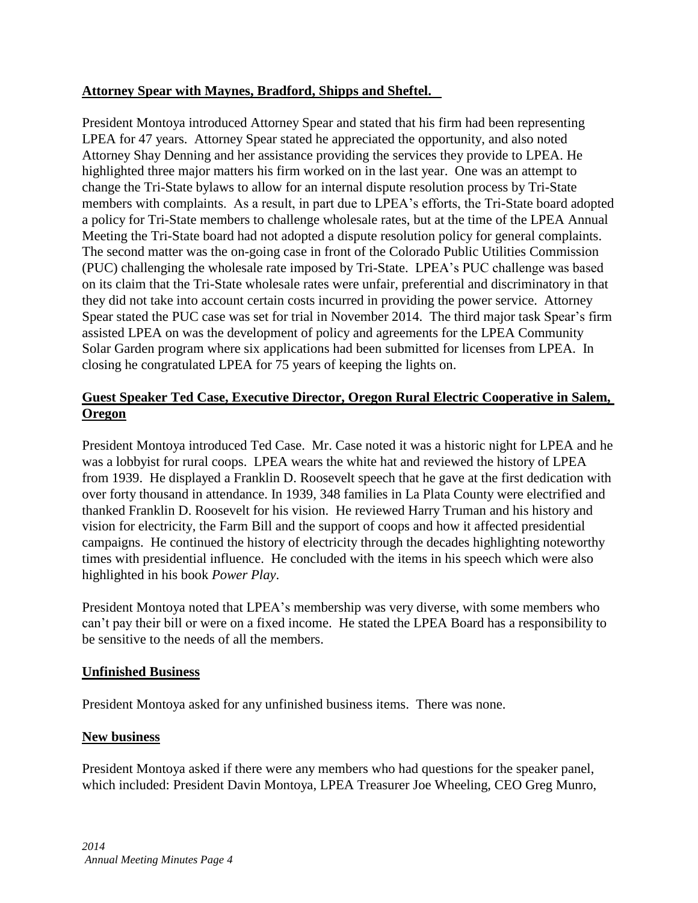**Attorney Spear with Maynes, Bradford, Shipps and Sheftel.**

President Montoya introduced Attorney Spear and stated that his firm had been representing LPEA for 47 years. Attorney Spear stated he appreciated the opportunity, and also noted Attorney Shay Denning and her assistance providing the services they provide to LPEA. He highlighted three major matters his firm worked on in the last year. One was an attempt to change the Tri-State bylaws to allow for an internal dispute resolution process by Tri-State members with complaints. As a result, in part due to LPEA's efforts, the Tri-State board adopted a policy for Tri-State members to challenge wholesale rates, but at the time of the LPEA Annual Meeting the Tri-State board had not adopted a dispute resolution policy for general complaints. The second matter was the on-going case in front of the Colorado Public Utilities Commission (PUC) challenging the wholesale rate imposed by Tri-State. LPEA's PUC challenge was based on its claim that the Tri-State wholesale rates were unfair, preferential and discriminatory in that they did not take into account certain costs incurred in providing the power service. Attorney Spear stated the PUC case was set for trial in November 2014. The third major task Spear's firm assisted LPEA on was the development of policy and agreements for the LPEA Community Solar Garden program where six applications had been submitted for licenses from LPEA. In closing he congratulated LPEA for 75 years of keeping the lights on.

**Guest Speaker Ted Case, Executive Director, Oregon Rural Electric Cooperative in Salem, Oregon**

President Montoya introduced Ted Case. Mr. Case noted it was a historic night for LPEA and he was a lobbyist for rural coops. LPEA wears the white hat and reviewed the history of LPEA from 1939. He displayed a Franklin D. Roosevelt speech that he gave at the first dedication with over forty thousand in attendance. In 1939, 348 families in La Plata County were electrified and thanked Franklin D. Roosevelt for his vision. He reviewed Harry Truman and his history and vision for electricity, the Farm Bill and the support of coops and how it affected presidential campaigns. He continued the history of electricity through the decades highlighting noteworthy times with presidential influence. He concluded with the items in his speech which were also highlighted in his book *Power Play*.

President Montoya noted that LPEA's membership was very diverse, with some members who can't pay their bill or were on a fixed income. He stated the LPEA Board has a responsibility to be sensitive to the needs of all the members.

**Unfinished Business**

President Montoya asked for any unfinished business items. There was none.

**New business**

President Montoya asked if there were any members who had questions for the speaker panel, which included: President Davin Montoya, LPEA Treasurer Joe Wheeling, CEO Greg Munro,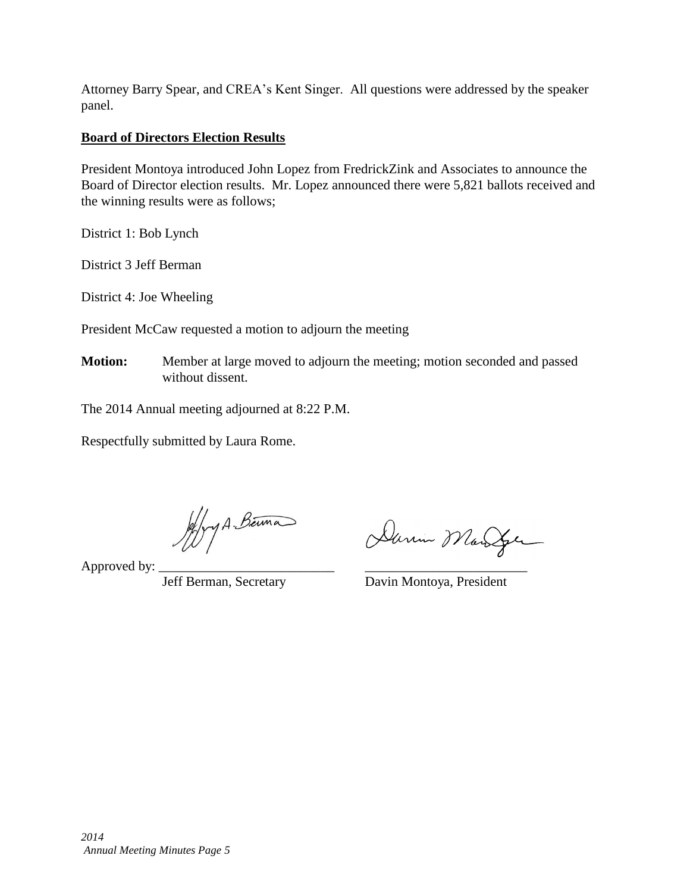Attorney Barry Spear, and CREA's Kent Singer. All questions were addressed by the speaker panel.

**Board of Directors Election Results**

President Montoya introduced John Lopez from FredrickZink and Associates to announce the Board of Director election results. Mr. Lopez announced there were 5,821 ballots received and the winning results were as follows;

District 1: Bob Lynch

District 3 Jeff Berman

District 4: Joe Wheeling

President McCaw requested a motion to adjourn the meeting

**Motion:** Member at large moved to adjourn the meeting; motion seconded and passed without dissent.

The 2014 Annual meeting adjourned at 8:22 P.M.

Respectfully submitted by Laura Rome.

Approved by: __________________________ ________________________

Jeff Berman, Secretary Davin Montoya, President